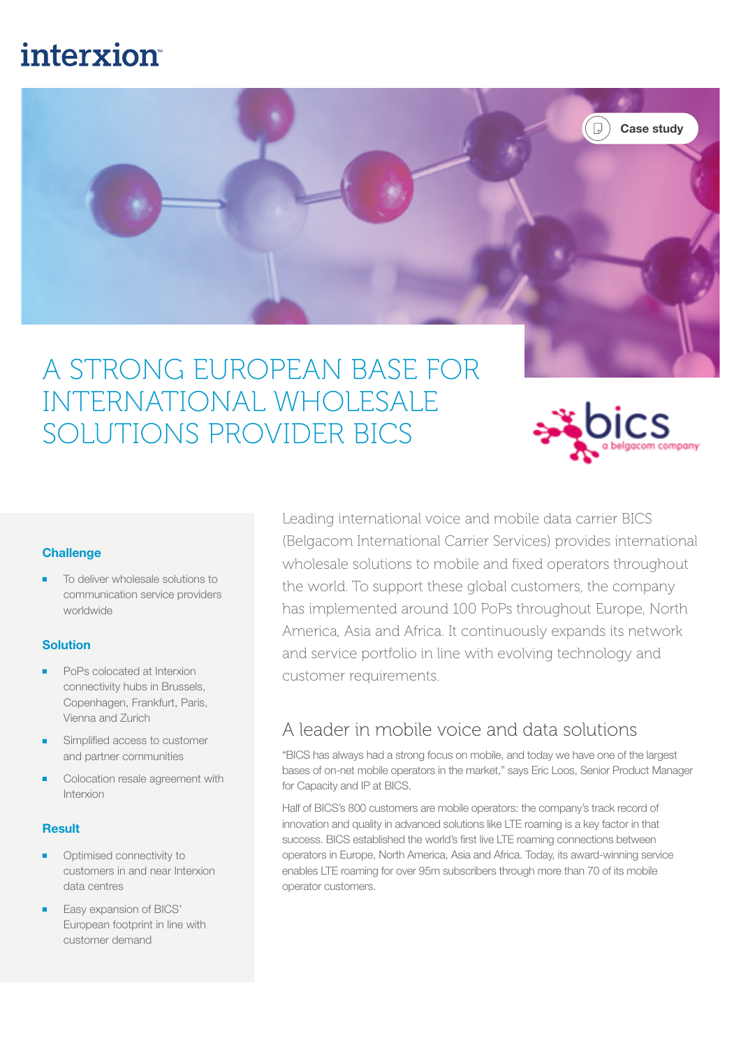interxion

Case study

# A STRONG EUROPEAN BASE FOR INTERNATIONAL WHOLESALE SOLUTIONS PROVIDER BICS

bics a belgacom company

### Challenge

- To deliver wholesale solutions to communication service providers worldwide

### Solution

- PoPs colocated at Interxion connectivity hubs in Brussels, Copenhagen, Frankfurt, Paris, Vienna and Zurich
- Simplified access to customer and partner communities
- Colocation resale agreement with Interxion

### Result

- Optimised connectivity to customers in and near Interxion data centres
- Easy expansion of BICS' European footprint in line with customer demand

Leading international voice and mobile data carrier BICS (Belgacom International Carrier Services) provides international wholesale solutions to mobile and fixed operators throughout the world. To support these global customers, the company has implemented around 100 PoPs throughout Europe, North America, Asia and Africa. It continuously expands its network and service portfolio in line with evolving technology and customer requirements.

## A leader in mobile voice and data solutions

"BICS has always had a strong focus on mobile, and today we have one of the largest bases of on-net mobile operators in the market," says Eric Loos, Senior Product Manager for Capacity and IP at BICS.

Half of BICS's 800 customers are mobile operators: the company's track record of innovation and quality in advanced solutions like LTE roaming is a key factor in that success. BICS established the world's first live LTE roaming connections between operators in Europe, North America, Asia and Africa. Today, its award-winning service enables LTE roaming for over 95m subscribers through more than 70 of its mobile operator customers.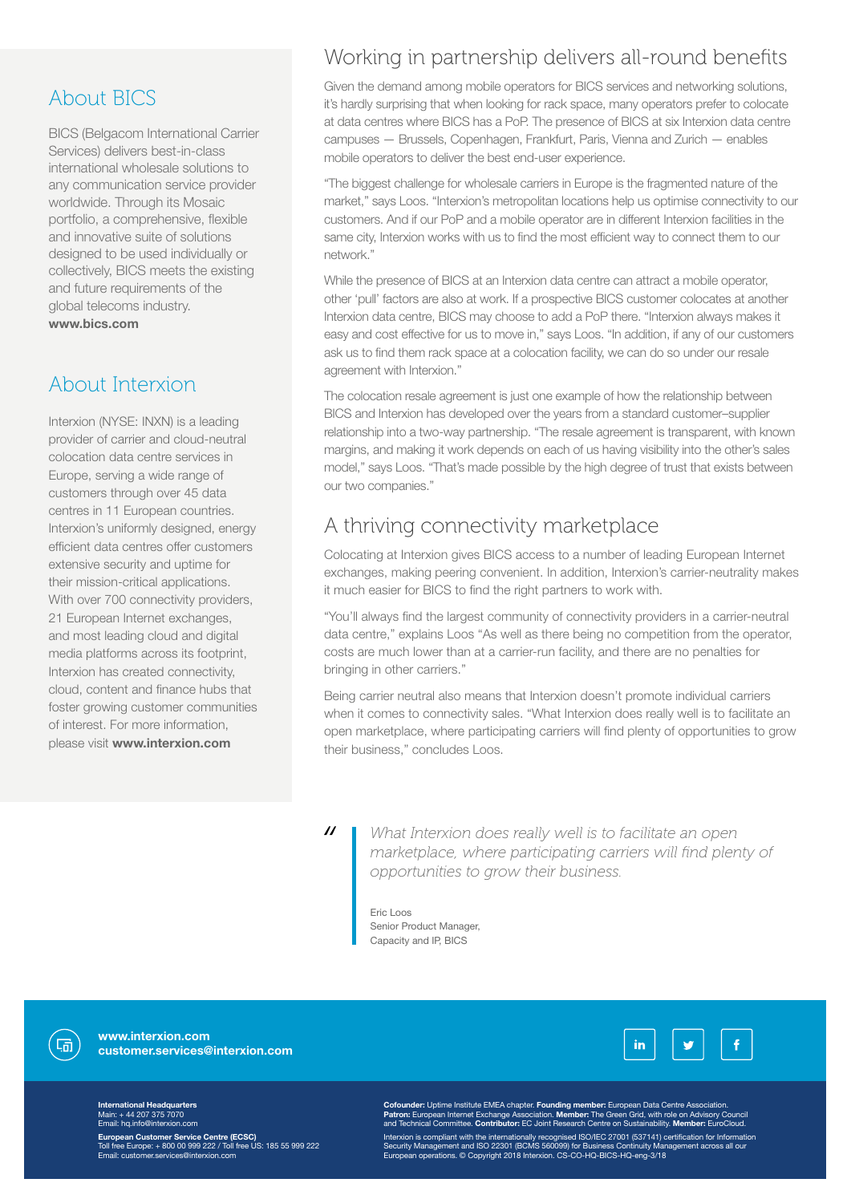## About BICS

BICS (Belgacom International Carrier Services) delivers best-in-class international wholesale solutions to any communication service provider worldwide. Through its Mosaic portfolio, a comprehensive, flexible and innovative suite of solutions designed to be used individually or collectively, BICS meets the existing and future requirements of the global telecoms industry.
**www.bics.com**

## About Interxion

Interxion (NYSE: INXN) is a leading provider of carrier and cloud-neutral colocation data centre services in Europe, serving a wide range of customers through over 45 data centres in 11 European countries. Interxion's uniformly designed, energy efficient data centres offer customers extensive security and uptime for their mission-critical applications. With over 700 connectivity providers, 21 European Internet exchanges, and most leading cloud and digital media platforms across its footprint, Interxion has created connectivity, cloud, content and finance hubs that foster growing customer communities of interest. For more information, please visit **www.interxion.com**

## Working in partnership delivers all-round benefits

Given the demand among mobile operators for BICS services and networking solutions, it's hardly surprising that when looking for rack space, many operators prefer to colocate at data centres where BICS has a PoP. The presence of BICS at six Interxion data centre campuses — Brussels, Copenhagen, Frankfurt, Paris, Vienna and Zurich — enables mobile operators to deliver the best end-user experience.

"The biggest challenge for wholesale carriers in Europe is the fragmented nature of the market," says Loos. "Interxion's metropolitan locations help us optimise connectivity to our customers. And if our PoP and a mobile operator are in different Interxion facilities in the same city, Interxion works with us to find the most efficient way to connect them to our network."

While the presence of BICS at an Interxion data centre can attract a mobile operator, other 'pull' factors are also at work. If a prospective BICS customer colocates at another Interxion data centre, BICS may choose to add a PoP there. "Interxion always makes it easy and cost effective for us to move in," says Loos. "In addition, if any of our customers ask us to find them rack space at a colocation facility, we can do so under our resale agreement with Interxion."

The colocation resale agreement is just one example of how the relationship between BICS and Interxion has developed over the years from a standard customer–supplier relationship into a two-way partnership. "The resale agreement is transparent, with known margins, and making it work depends on each of us having visibility into the other's sales model," says Loos. "That's made possible by the high degree of trust that exists between our two companies."

## A thriving connectivity marketplace

Colocating at Interxion gives BICS access to a number of leading European Internet exchanges, making peering convenient. In addition, Interxion's carrier-neutrality makes it much easier for BICS to find the right partners to work with.

"You'll always find the largest community of connectivity providers in a carrier-neutral data centre," explains Loos "As well as there being no competition from the operator, costs are much lower than at a carrier-run facility, and there are no penalties for bringing in other carriers."

Being carrier neutral also means that Interxion doesn't promote individual carriers when it comes to connectivity sales. "What Interxion does really well is to facilitate an open marketplace, where participating carriers will find plenty of opportunities to grow their business," concludes Loos.

> *What Interxion does really well is to facilitate an open marketplace, where participating carriers will find plenty of opportunities to grow their business.*
>
> Eric Loos
> Senior Product Manager,
> Capacity and IP, BICS

**www.interxion.com**
**customer.services@interxion.com**

**International Headquarters**
Main: + 44 207 375 7070
Email: hq.info@interxion.com

**European Customer Service Centre (ECSC)**
Toll free Europe: + 800 00 999 222 / Toll free US: 185 55 999 222
Email: customer.services@interxion.com

**Cofounder:** Uptime Institute EMEA chapter. **Founding member:** European Data Centre Association. **Patron:** European Internet Exchange Association. **Member:** The Green Grid, with role on Advisory Council and Technical Committee. **Contributor:** EC Joint Research Centre on Sustainability. **Member:** EuroCloud.

Interxion is compliant with the internationally recognised ISO/IEC 27001 (537141) certification for Information Security Management and ISO 22301 (BCMS 560099) for Business Continuity Management across all our European operations. © Copyright 2018 Interxion. CS-CO-HQ-BICS-HQ-eng-3/18